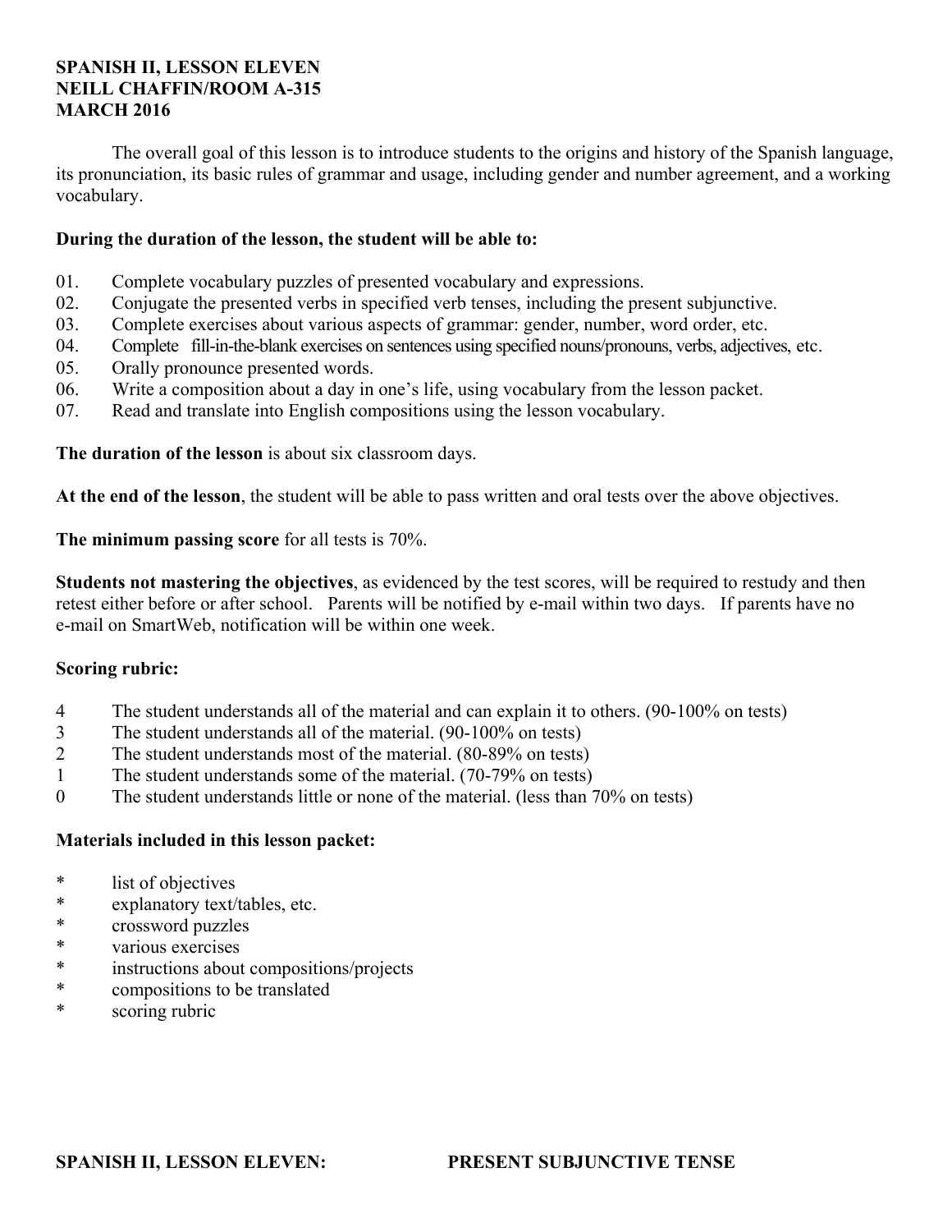**SPANISH II, LESSON ELEVEN**
**NEILL CHAFFIN/ROOM A-315**
**MARCH 2016**

The overall goal of this lesson is to introduce students to the origins and history of the Spanish language, its pronunciation, its basic rules of grammar and usage, including gender and number agreement, and a working vocabulary.

**During the duration of the lesson, the student will be able to:**

01. Complete vocabulary puzzles of presented vocabulary and expressions.
02. Conjugate the presented verbs in specified verb tenses, including the present subjunctive.
03. Complete exercises about various aspects of grammar: gender, number, word order, etc.
04. Complete fill-in-the-blank exercises on sentences using specified nouns/pronouns, verbs, adjectives, etc.
05. Orally pronounce presented words.
06. Write a composition about a day in one's life, using vocabulary from the lesson packet.
07. Read and translate into English compositions using the lesson vocabulary.

**The duration of the lesson** is about six classroom days.

**At the end of the lesson**, the student will be able to pass written and oral tests over the above objectives.

**The minimum passing score** for all tests is 70%.

**Students not mastering the objectives**, as evidenced by the test scores, will be required to restudy and then retest either before or after school. Parents will be notified by e-mail within two days. If parents have no e-mail on SmartWeb, notification will be within one week.

**Scoring rubric:**

4 The student understands all of the material and can explain it to others. (90-100% on tests)
3 The student understands all of the material. (90-100% on tests)
2 The student understands most of the material. (80-89% on tests)
1 The student understands some of the material. (70-79% on tests)
0 The student understands little or none of the material. (less than 70% on tests)

**Materials included in this lesson packet:**

* list of objectives
* explanatory text/tables, etc.
* crossword puzzles
* various exercises
* instructions about compositions/projects
* compositions to be translated
* scoring rubric

**SPANISH II, LESSON ELEVEN: PRESENT SUBJUNCTIVE TENSE**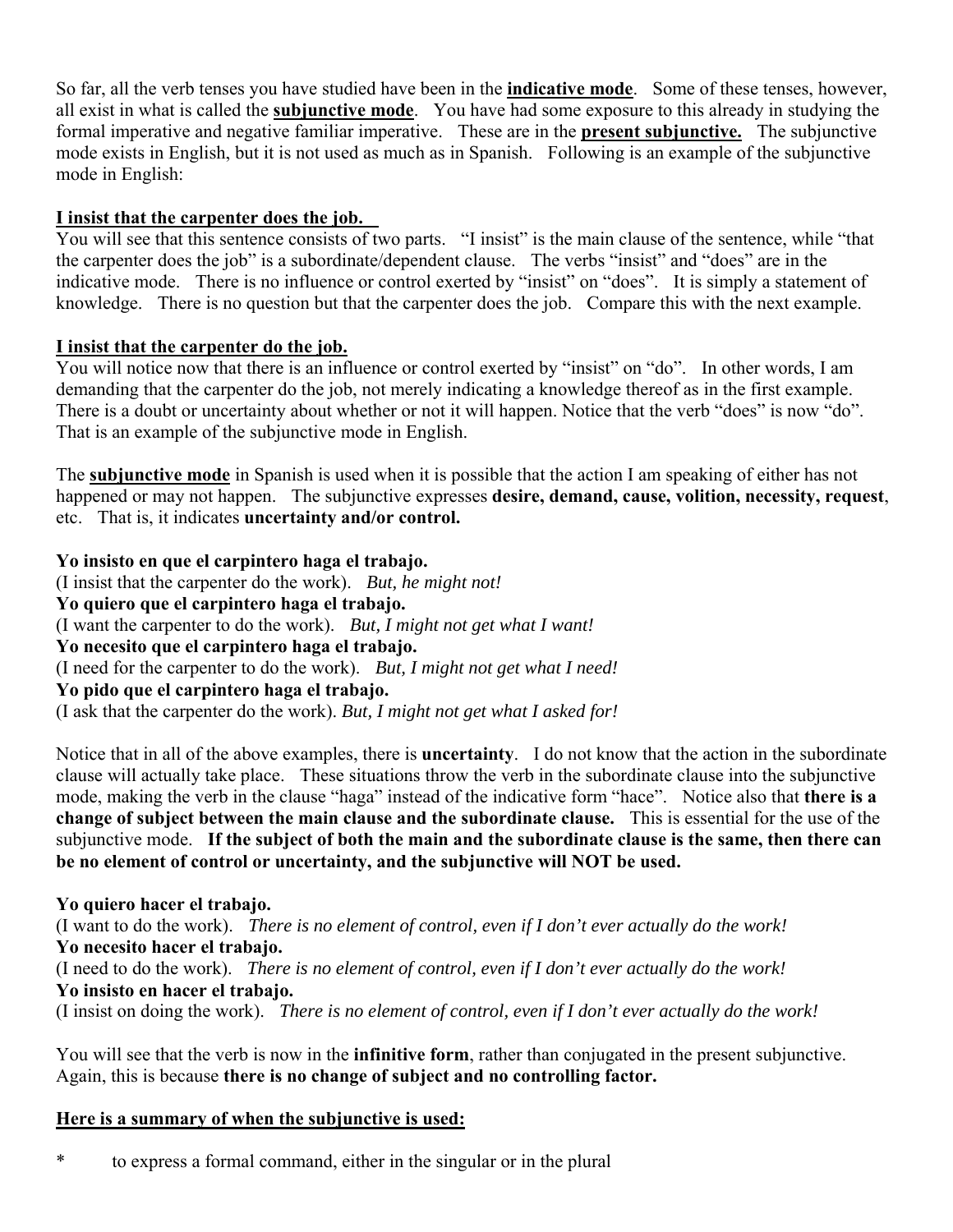So far, all the verb tenses you have studied have been in the **indicative mode**. Some of these tenses, however, all exist in what is called the **subjunctive mode**. You have had some exposure to this already in studying the formal imperative and negative familiar imperative. These are in the **present subjunctive.** The subjunctive mode exists in English, but it is not used as much as in Spanish. Following is an example of the subjunctive mode in English:

**I insist that the carpenter does the job.**

You will see that this sentence consists of two parts. "I insist" is the main clause of the sentence, while "that the carpenter does the job" is a subordinate/dependent clause. The verbs "insist" and "does" are in the indicative mode. There is no influence or control exerted by "insist" on "does". It is simply a statement of knowledge. There is no question but that the carpenter does the job. Compare this with the next example.

**I insist that the carpenter do the job.**

You will notice now that there is an influence or control exerted by "insist" on "do". In other words, I am demanding that the carpenter do the job, not merely indicating a knowledge thereof as in the first example. There is a doubt or uncertainty about whether or not it will happen. Notice that the verb "does" is now "do". That is an example of the subjunctive mode in English.

The **subjunctive mode** in Spanish is used when it is possible that the action I am speaking of either has not happened or may not happen. The subjunctive expresses **desire, demand, cause, volition, necessity, request**, etc. That is, it indicates **uncertainty and/or control.**

**Yo insisto en que el carpintero haga el trabajo.**
(I insist that the carpenter do the work). *But, he might not!*
**Yo quiero que el carpintero haga el trabajo.**
(I want the carpenter to do the work). *But, I might not get what I want!*
**Yo necesito que el carpintero haga el trabajo.**
(I need for the carpenter to do the work). *But, I might not get what I need!*
**Yo pido que el carpintero haga el trabajo.**
(I ask that the carpenter do the work). *But, I might not get what I asked for!*

Notice that in all of the above examples, there is **uncertainty**. I do not know that the action in the subordinate clause will actually take place. These situations throw the verb in the subordinate clause into the subjunctive mode, making the verb in the clause "haga" instead of the indicative form "hace". Notice also that **there is a change of subject between the main clause and the subordinate clause.** This is essential for the use of the subjunctive mode. **If the subject of both the main and the subordinate clause is the same, then there can be no element of control or uncertainty, and the subjunctive will NOT be used.**

**Yo quiero hacer el trabajo.**
(I want to do the work). *There is no element of control, even if I don't ever actually do the work!*
**Yo necesito hacer el trabajo.**
(I need to do the work). *There is no element of control, even if I don't ever actually do the work!*
**Yo insisto en hacer el trabajo.**
(I insist on doing the work). *There is no element of control, even if I don't ever actually do the work!*

You will see that the verb is now in the **infinitive form**, rather than conjugated in the present subjunctive. Again, this is because **there is no change of subject and no controlling factor.**

**Here is a summary of when the subjunctive is used:**

* to express a formal command, either in the singular or in the plural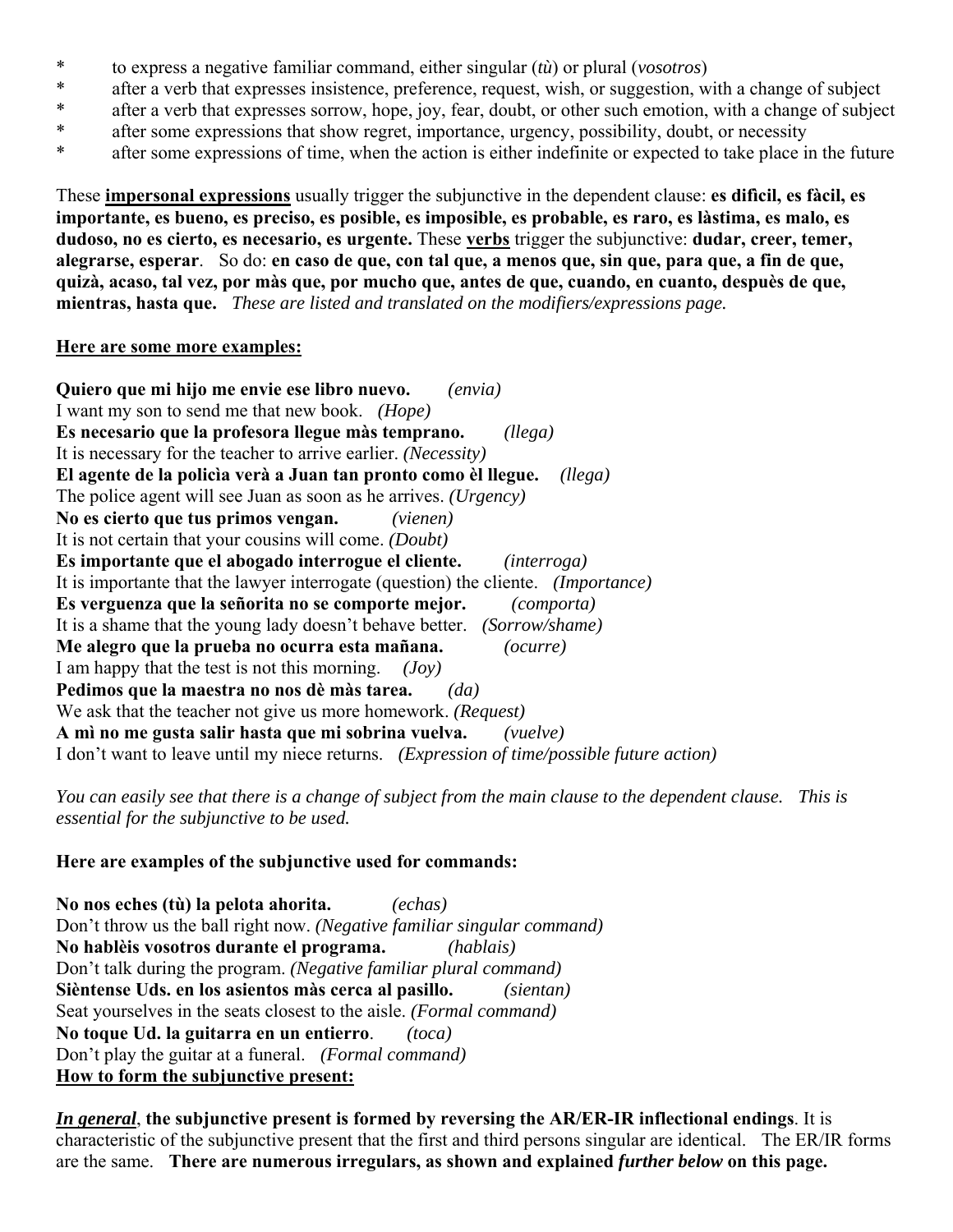* to express a negative familiar command, either singular (*tù*) or plural (*vosotros*)
* after a verb that expresses insistence, preference, request, wish, or suggestion, with a change of subject
* after a verb that expresses sorrow, hope, joy, fear, doubt, or other such emotion, with a change of subject
* after some expressions that show regret, importance, urgency, possibility, doubt, or necessity
* after some expressions of time, when the action is either indefinite or expected to take place in the future

These **impersonal expressions** usually trigger the subjunctive in the dependent clause: **es dificil, es fàcil, es importante, es bueno, es preciso, es posible, es imposible, es probable, es raro, es làstima, es malo, es dudoso, no es cierto, es necesario, es urgente.** These **verbs** trigger the subjunctive: **dudar, creer, temer, alegrarse, esperar**. So do: **en caso de que, con tal que, a menos que, sin que, para que, a fin de que, quizà, acaso, tal vez, por màs que, por mucho que, antes de que, cuando, en cuanto, despuès de que, mientras, hasta que.** *These are listed and translated on the modifiers/expressions page.*

**Here are some more examples:**

**Quiero que mi hijo me envie ese libro nuevo.** *(envia)*
I want my son to send me that new book. *(Hope)*
**Es necesario que la profesora llegue màs temprano.** *(llega)*
It is necessary for the teacher to arrive earlier. *(Necessity)*
**El agente de la policìa verà a Juan tan pronto como èl llegue.** *(llega)*
The police agent will see Juan as soon as he arrives. *(Urgency)*
**No es cierto que tus primos vengan.** *(vienen)*
It is not certain that your cousins will come. *(Doubt)*
**Es importante que el abogado interrogue el cliente.** *(interroga)*
It is importante that the lawyer interrogate (question) the cliente. *(Importance)*
**Es verguenza que la señorita no se comporte mejor.** *(comporta)*
It is a shame that the young lady doesn't behave better. *(Sorrow/shame)*
**Me alegro que la prueba no ocurra esta mañana.** *(ocurre)*
I am happy that the test is not this morning. *(Joy)*
**Pedimos que la maestra no nos dè màs tarea.** *(da)*
We ask that the teacher not give us more homework. *(Request)*
**A mì no me gusta salir hasta que mi sobrina vuelva.** *(vuelve)*
I don't want to leave until my niece returns. *(Expression of time/possible future action)*

*You can easily see that there is a change of subject from the main clause to the dependent clause. This is essential for the subjunctive to be used.*

**Here are examples of the subjunctive used for commands:**

**No nos eches (tù) la pelota ahorita.** *(echas)*
Don't throw us the ball right now. *(Negative familiar singular command)*
**No hablèis vosotros durante el programa.** *(hablais)*
Don't talk during the program. *(Negative familiar plural command)*
**Sièntense Uds. en los asientos màs cerca al pasillo.** *(sientan)*
Seat yourselves in the seats closest to the aisle. *(Formal command)*
**No toque Ud. la guitarra en un entierro**. *(toca)*
Don't play the guitar at a funeral. *(Formal command)*

**How to form the subjunctive present:**

***In general***, **the subjunctive present is formed by reversing the AR/ER-IR inflectional endings**. It is characteristic of the subjunctive present that the first and third persons singular are identical. The ER/IR forms are the same. **There are numerous irregulars, as shown and explained *further below* on this page.**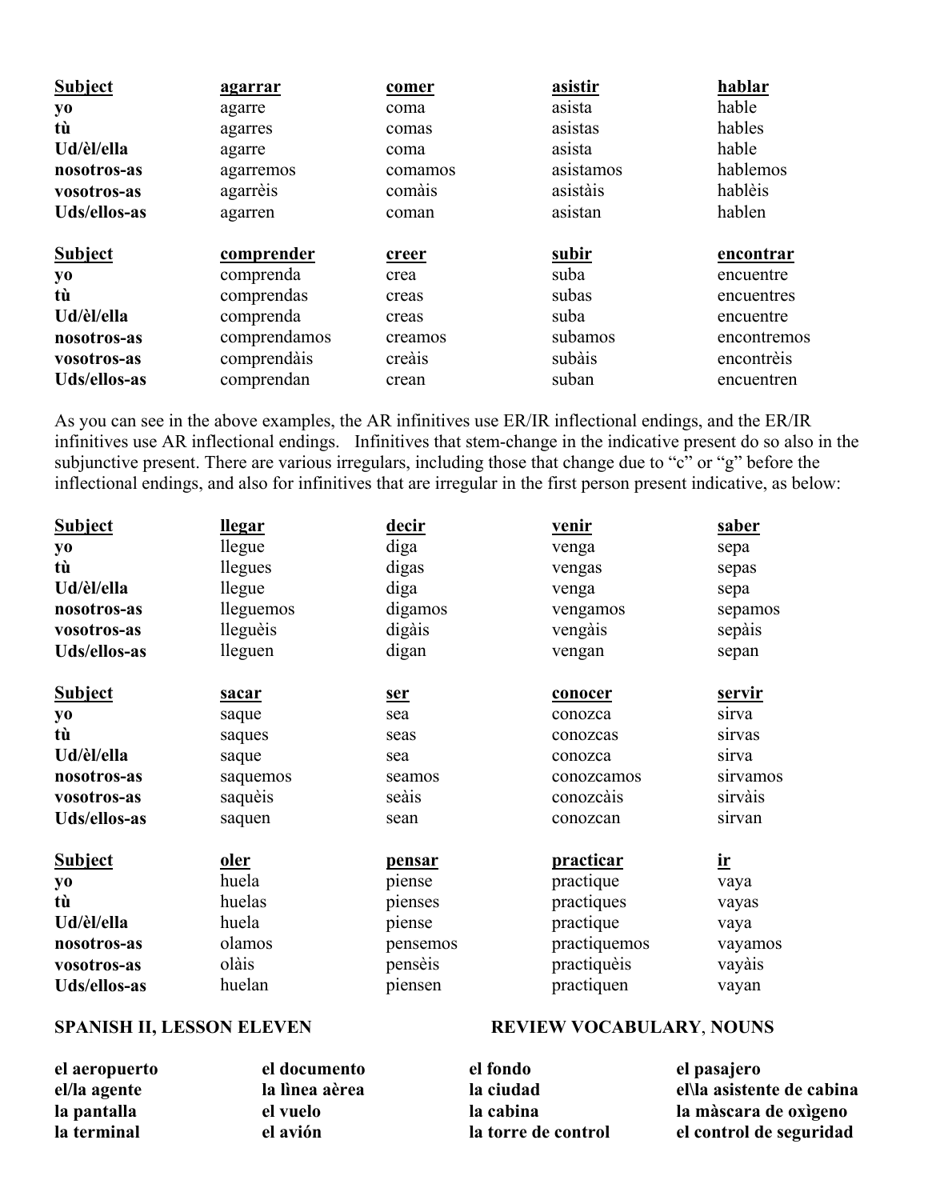| Subject | agarrar | comer | asistir | hablar |
|---|---|---|---|---|
| **yo** | agarre | coma | asista | hable |
| **tù** | agarres | comas | asistas | hables |
| **Ud/èl/ella** | agarre | coma | asista | hable |
| **nosotros-as** | agarremos | comamos | asistamos | hablemos |
| **vosotros-as** | agarrèis | comàis | asistàis | hablèis |
| **Uds/ellos-as** | agarren | coman | asistan | hablen |

| Subject | comprender | creer | subir | encontrar |
|---|---|---|---|---|
| **yo** | comprenda | crea | suba | encuentre |
| **tù** | comprendas | creas | subas | encuentres |
| **Ud/èl/ella** | comprenda | creas | suba | encuentre |
| **nosotros-as** | comprendamos | creamos | subamos | encontremos |
| **vosotros-as** | comprendàis | creàis | subàis | encontrèis |
| **Uds/ellos-as** | comprendan | crean | suban | encuentren |

As you can see in the above examples, the AR infinitives use ER/IR inflectional endings, and the ER/IR infinitives use AR inflectional endings. Infinitives that stem-change in the indicative present do so also in the subjunctive present. There are various irregulars, including those that change due to "c" or "g" before the inflectional endings, and also for infinitives that are irregular in the first person present indicative, as below:

| Subject | llegar | decir | venir | saber |
|---|---|---|---|---|
| **yo** | llegue | diga | venga | sepa |
| **tù** | llegues | digas | vengas | sepas |
| **Ud/èl/ella** | llegue | diga | venga | sepa |
| **nosotros-as** | lleguemos | digamos | vengamos | sepamos |
| **vosotros-as** | lleguèis | digàis | vengàis | sepàis |
| **Uds/ellos-as** | lleguen | digan | vengan | sepan |

| Subject | sacar | ser | conocer | servir |
|---|---|---|---|---|
| **yo** | saque | sea | conozca | sirva |
| **tù** | saques | seas | conozcas | sirvas |
| **Ud/èl/ella** | saque | sea | conozca | sirva |
| **nosotros-as** | saquemos | seamos | conozcamos | sirvamos |
| **vosotros-as** | saquèis | seàis | conozcàis | sirvàis |
| **Uds/ellos-as** | saquen | sean | conozcan | sirvan |

| Subject | oler | pensar | practicar | ir |
|---|---|---|---|---|
| **yo** | huela | piense | practique | vaya |
| **tù** | huelas | pienses | practiques | vayas |
| **Ud/èl/ella** | huela | piense | practique | vaya |
| **nosotros-as** | olamos | pensemos | practiquemos | vayamos |
| **vosotros-as** | olàis | pensèis | practiquèis | vayàis |
| **Uds/ellos-as** | huelan | piensen | practiquen | vayan |

## SPANISH II, LESSON ELEVEN — REVIEW VOCABULARY, NOUNS

| | | | |
|---|---|---|---|
| **el aeropuerto** | **el documento** | **el fondo** | **el pasajero** |
| **el/la agente** | **la lìnea aèrea** | **la ciudad** | **el\la asistente de cabina** |
| **la pantalla** | **el vuelo** | **la cabina** | **la màscara de oxìgeno** |
| **la terminal** | **el aviòn** | **la torre de control** | **el control de seguridad** |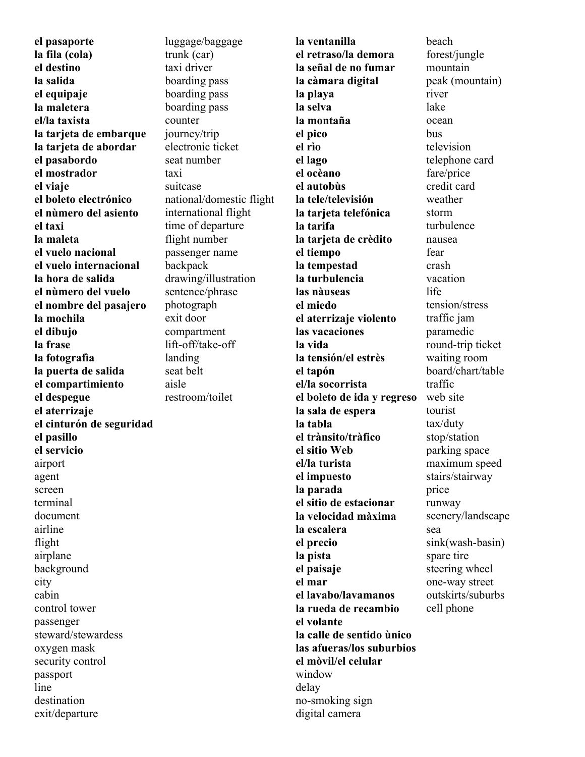**el pasaporte**
**la fila (cola)**
**el destino**
**la salida**
**el equipaje**
**la maletera**
**el/la taxista**
**la tarjeta de embarque**
**la tarjeta de abordar**
**el pasabordo**
**el mostrador**
**el viaje**
**el boleto electrónico**
**el nùmero del asiento**
**el taxi**
**la maleta**
**el vuelo nacional**
**el vuelo internacional**
**la hora de salida**
**el nùmero del vuelo**
**el nombre del pasajero**
**la mochila**
**el dibujo**
**la frase**
**la fotografìa**
**la puerta de salida**
**el compartimiento**
**el despegue**
**el aterrizaje**
**el cinturón de seguridad**
**el pasillo**
**el servicio**
airport
agent
screen
terminal
document
airline
flight
airplane
background
city
cabin
control tower
passenger
steward/stewardess
oxygen mask
security control
passport
line
destination
exit/departure

luggage/baggage
trunk (car)
taxi driver
boarding pass
boarding pass
boarding pass
counter
journey/trip
electronic ticket
seat number
taxi
suitcase
national/domestic flight
international flight
time of departure
flight number
passenger name
backpack
drawing/illustration
sentence/phrase
photograph
exit door
compartment
lift-off/take-off
landing
seat belt
aisle
restroom/toilet

**la ventanilla**
**el retraso/la demora**
**la señal de no fumar**
**la càmara digital**
**la playa**
**la selva**
**la montaña**
**el pico**
**el rìo**
**el lago**
**el ocèano**
**el autobùs**
**la tele/televisión**
**la tarjeta telefónica**
**la tarifa**
**la tarjeta de crèdito**
**el tiempo**
**la tempestad**
**la turbulencia**
**las nàuseas**
**el miedo**
**el aterrizaje violento**
**las vacaciones**
**la vida**
**la tensión/el estrès**
**el tapón**
**el/la socorrista**
**el boleto de ida y regreso**
**la sala de espera**
**la tabla**
**el trànsito/tràfico**
**el sitio Web**
**el/la turista**
**el impuesto**
**la parada**
**el sitio de estacionar**
**la velocidad màxima**
**la escalera**
**el precio**
**la pista**
**el paisaje**
**el mar**
**el lavabo/lavamanos**
**la rueda de recambio**
**el volante**
**la calle de sentido ùnico**
**las afueras/los suburbios**
**el mòvil/el celular**
window
delay
no-smoking sign
digital camera

beach
forest/jungle
mountain
peak (mountain)
river
lake
ocean
bus
television
telephone card
fare/price
credit card
weather
storm
turbulence
nausea
fear
crash
vacation
life
tension/stress
traffic jam
paramedic
round-trip ticket
waiting room
board/chart/table
traffic
web site
tourist
tax/duty
stop/station
parking space
maximum speed
stairs/stairway
price
runway
scenery/landscape
sea
sink(wash-basin)
spare tire
steering wheel
one-way street
outskirts/suburbs
cell phone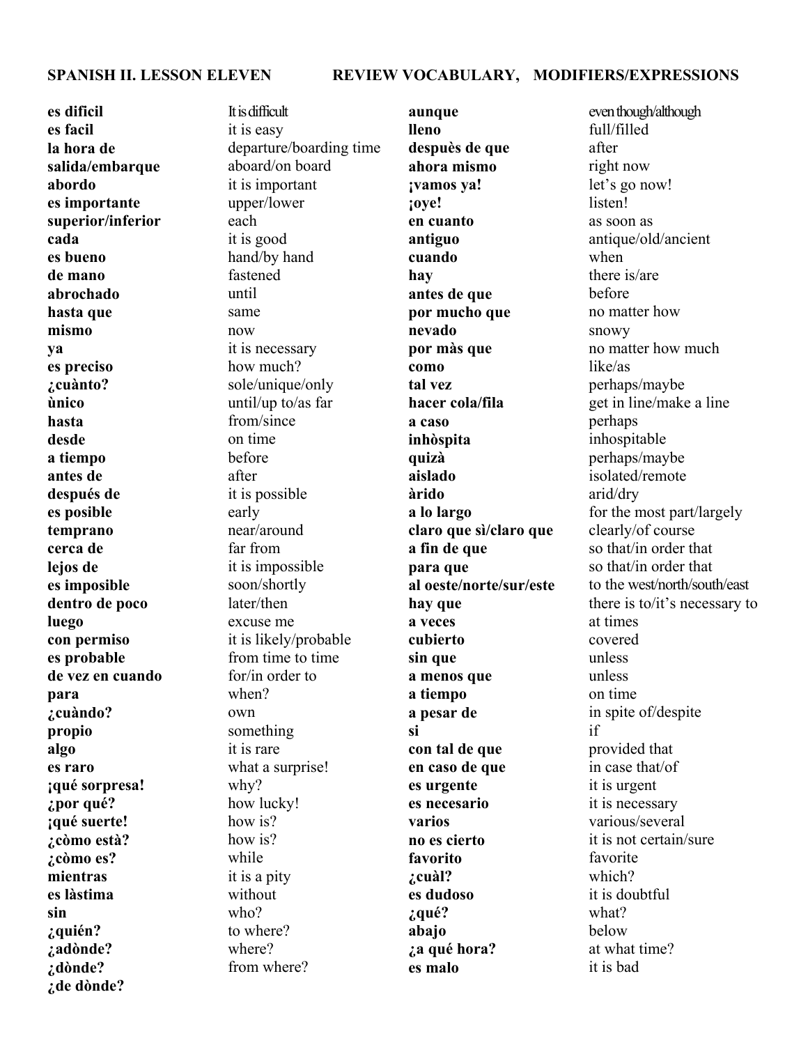**SPANISH II. LESSON ELEVEN REVIEW VOCABULARY, MODIFIERS/EXPRESSIONS**

| Spanish | English |
|---|---|
| **es dificil** | It is difficult |
| **es facil** | it is easy |
| **la hora de** | departure/boarding time |
| **salida/embarque** | aboard/on board |
| **abordo** | it is important |
| **es importante** | upper/lower |
| **superior/inferior** | each |
| **cada** | it is good |
| **es bueno** | hand/by hand |
| **de mano** | fastened |
| **abrochado** | until |
| **hasta que** | same |
| **mismo** | now |
| **ya** | it is necessary |
| **es preciso** | how much? |
| **¿cuànto?** | sole/unique/only |
| **ùnico** | until/up to/as far |
| **hasta** | from/since |
| **desde** | on time |
| **a tiempo** | before |
| **antes de** | after |
| **después de** | it is possible |
| **es posible** | early |
| **temprano** | near/around |
| **cerca de** | far from |
| **lejos de** | it is impossible |
| **es imposible** | soon/shortly |
| **dentro de poco** | later/then |
| **luego** | excuse me |
| **con permiso** | it is likely/probable |
| **es probable** | from time to time |
| **de vez en cuando** | for/in order to |
| **para** | when? |
| **¿cuàndo?** | own |
| **propio** | something |
| **algo** | it is rare |
| **es raro** | what a surprise! |
| **¡qué sorpresa!** | why? |
| **¿por qué?** | how lucky! |
| **¡qué suerte!** | how is? |
| **¿còmo està?** | how is? |
| **¿còmo es?** | while |
| **mientras** | it is a pity |
| **es làstima** | without |
| **sin** | who? |
| **¿quién?** | to where? |
| **¿adònde?** | where? |
| **¿dònde?** | from where? |
| **¿de dònde?** | |

| Spanish | English |
|---|---|
| **aunque** | even though/although |
| **lleno** | full/filled |
| **despuès de que** | after |
| **ahora mismo** | right now |
| **¡vamos ya!** | let's go now! |
| **¡oye!** | listen! |
| **en cuanto** | as soon as |
| **antiguo** | antique/old/ancient |
| **cuando** | when |
| **hay** | there is/are |
| **antes de que** | before |
| **por mucho que** | no matter how |
| **nevado** | snowy |
| **por màs que** | no matter how much |
| **como** | like/as |
| **tal vez** | perhaps/maybe |
| **hacer cola/fila** | get in line/make a line |
| **a caso** | perhaps |
| **inhòspita** | inhospitable |
| **quizà** | perhaps/maybe |
| **aislado** | isolated/remote |
| **àrido** | arid/dry |
| **a lo largo** | for the most part/largely |
| **claro que sì/claro que** | clearly/of course |
| **a fin de que** | so that/in order that |
| **para que** | so that/in order that |
| **al oeste/norte/sur/este** | to the west/north/south/east |
| **hay que** | there is to/it's necessary to |
| **a veces** | at times |
| **cubierto** | covered |
| **sin que** | unless |
| **a menos que** | unless |
| **a tiempo** | on time |
| **a pesar de** | in spite of/despite |
| **si** | if |
| **con tal de que** | provided that |
| **en caso de que** | in case that/of |
| **es urgente** | it is urgent |
| **es necesario** | it is necessary |
| **varios** | various/several |
| **no es cierto** | it is not certain/sure |
| **favorito** | favorite |
| **¿cuàl?** | which? |
| **es dudoso** | it is doubtful |
| **¿qué?** | what? |
| **abajo** | below |
| **¿a qué hora?** | at what time? |
| **es malo** | it is bad |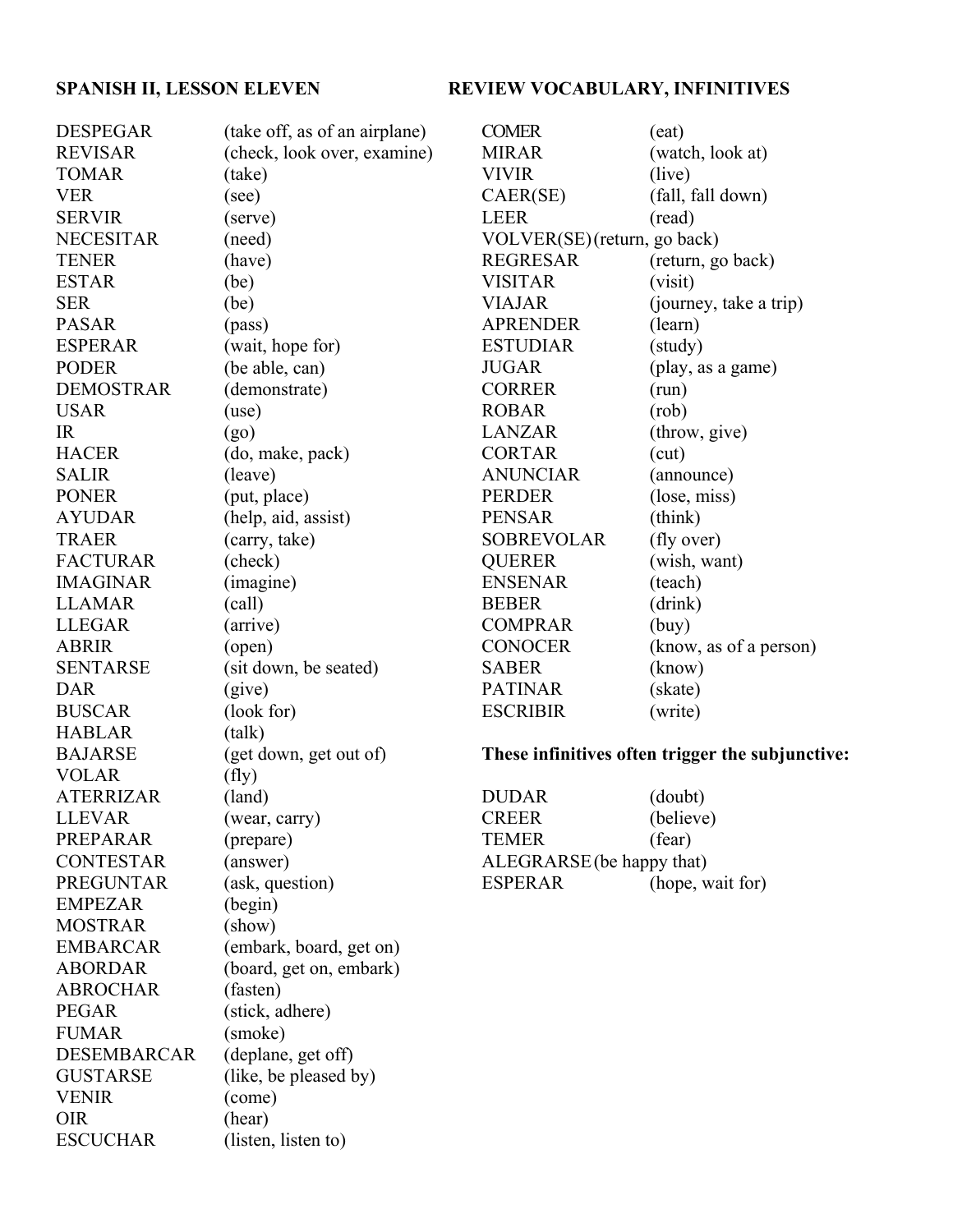**SPANISH II, LESSON ELEVEN**

**REVIEW VOCABULARY, INFINITIVES**

| | |
|---|---|
| DESPEGAR | (take off, as of an airplane) |
| REVISAR | (check, look over, examine) |
| TOMAR | (take) |
| VER | (see) |
| SERVIR | (serve) |
| NECESITAR | (need) |
| TENER | (have) |
| ESTAR | (be) |
| SER | (be) |
| PASAR | (pass) |
| ESPERAR | (wait, hope for) |
| PODER | (be able, can) |
| DEMOSTRAR | (demonstrate) |
| USAR | (use) |
| IR | (go) |
| HACER | (do, make, pack) |
| SALIR | (leave) |
| PONER | (put, place) |
| AYUDAR | (help, aid, assist) |
| TRAER | (carry, take) |
| FACTURAR | (check) |
| IMAGINAR | (imagine) |
| LLAMAR | (call) |
| LLEGAR | (arrive) |
| ABRIR | (open) |
| SENTARSE | (sit down, be seated) |
| DAR | (give) |
| BUSCAR | (look for) |
| HABLAR | (talk) |
| BAJARSE | (get down, get out of) |
| VOLAR | (fly) |
| ATERRIZAR | (land) |
| LLEVAR | (wear, carry) |
| PREPARAR | (prepare) |
| CONTESTAR | (answer) |
| PREGUNTAR | (ask, question) |
| EMPEZAR | (begin) |
| MOSTRAR | (show) |
| EMBARCAR | (embark, board, get on) |
| ABORDAR | (board, get on, embark) |
| ABROCHAR | (fasten) |
| PEGAR | (stick, adhere) |
| FUMAR | (smoke) |
| DESEMBARCAR | (deplane, get off) |
| GUSTARSE | (like, be pleased by) |
| VENIR | (come) |
| OIR | (hear) |
| ESCUCHAR | (listen, listen to) |
| COMER | (eat) |
| MIRAR | (watch, look at) |
| VIVIR | (live) |
| CAER(SE) | (fall, fall down) |
| LEER | (read) |
| VOLVER(SE) | (return, go back) |
| REGRESAR | (return, go back) |
| VISITAR | (visit) |
| VIAJAR | (journey, take a trip) |
| APRENDER | (learn) |
| ESTUDIAR | (study) |
| JUGAR | (play, as a game) |
| CORRER | (run) |
| ROBAR | (rob) |
| LANZAR | (throw, give) |
| CORTAR | (cut) |
| ANUNCIAR | (announce) |
| PERDER | (lose, miss) |
| PENSAR | (think) |
| SOBREVOLAR | (fly over) |
| QUERER | (wish, want) |
| ENSENAR | (teach) |
| BEBER | (drink) |
| COMPRAR | (buy) |
| CONOCER | (know, as of a person) |
| SABER | (know) |
| PATINAR | (skate) |
| ESCRIBIR | (write) |

**These infinitives often trigger the subjunctive:**

| | |
|---|---|
| DUDAR | (doubt) |
| CREER | (believe) |
| TEMER | (fear) |
| ALEGRARSE | (be happy that) |
| ESPERAR | (hope, wait for) |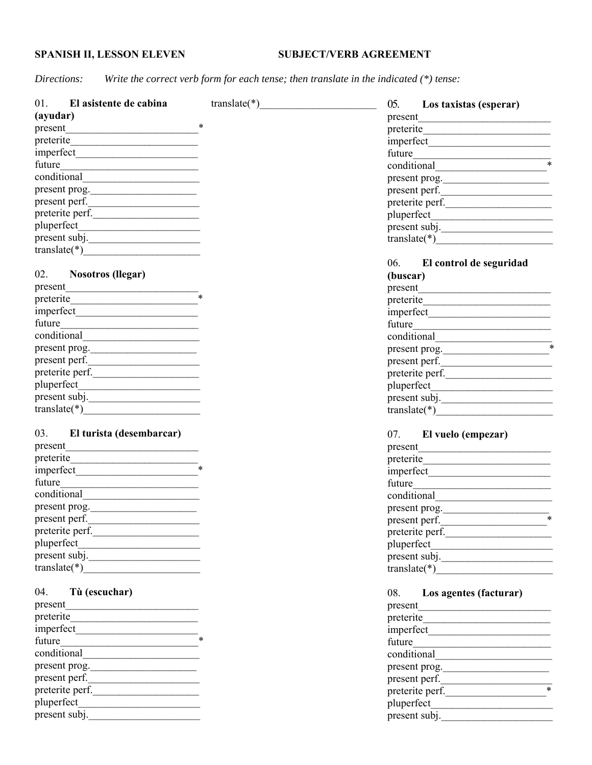**SPANISH II, LESSON ELEVEN** **SUBJECT/VERB AGREEMENT**

*Directions: Write the correct verb form for each tense; then translate in the indicated (*) tense:*

01. **El asistente de cabina (ayudar)**
present________________________*
preterite________________________
imperfect_______________________
future__________________________
conditional______________________
present prog.____________________
present perf.____________________
preterite perf.___________________
pluperfect_______________________
present subj.____________________
translate(*)______________________

02. **Nosotros (llegar)**
present_________________________
preterite_______________________*
imperfect_______________________
future__________________________
conditional______________________
present prog.____________________
present perf.____________________
preterite perf.___________________
pluperfect_______________________
present subj.____________________
translate(*)______________________

03. **El turista (desembarcar)**
present_________________________
preterite________________________
imperfect______________________*
future__________________________
conditional______________________
present prog.____________________
present perf.____________________
preterite perf.___________________
pluperfect_______________________
present subj.____________________
translate(*)______________________

04. **Tù (escuchar)**
present_________________________
preterite________________________
imperfect_______________________
future_________________________*
conditional______________________
present prog.____________________
present perf.____________________
preterite perf.___________________
pluperfect_______________________
present subj.____________________
translate(*)______________________

05. **Los taxistas (esperar)**
present_________________________
preterite________________________
imperfect_______________________
future__________________________
conditional_____________________*
present prog.____________________
present perf.____________________
preterite perf.___________________
pluperfect_______________________
present subj.____________________
translate(*)______________________

06. **El control de seguridad (buscar)**
present_________________________
preterite________________________
imperfect_______________________
future__________________________
conditional______________________
present prog.___________________*
present perf.____________________
preterite perf.___________________
pluperfect_______________________
present subj.____________________
translate(*)______________________

07. **El vuelo (empezar)**
present_________________________
preterite________________________
imperfect_______________________
future__________________________
conditional______________________
present prog.____________________
present perf.___________________*
preterite perf.___________________
pluperfect_______________________
present subj.____________________
translate(*)______________________

08. **Los agentes (facturar)**
present_________________________
preterite________________________
imperfect_______________________
future__________________________
conditional______________________
present prog.____________________
present perf.____________________
preterite perf.__________________*
pluperfect_______________________
present subj.____________________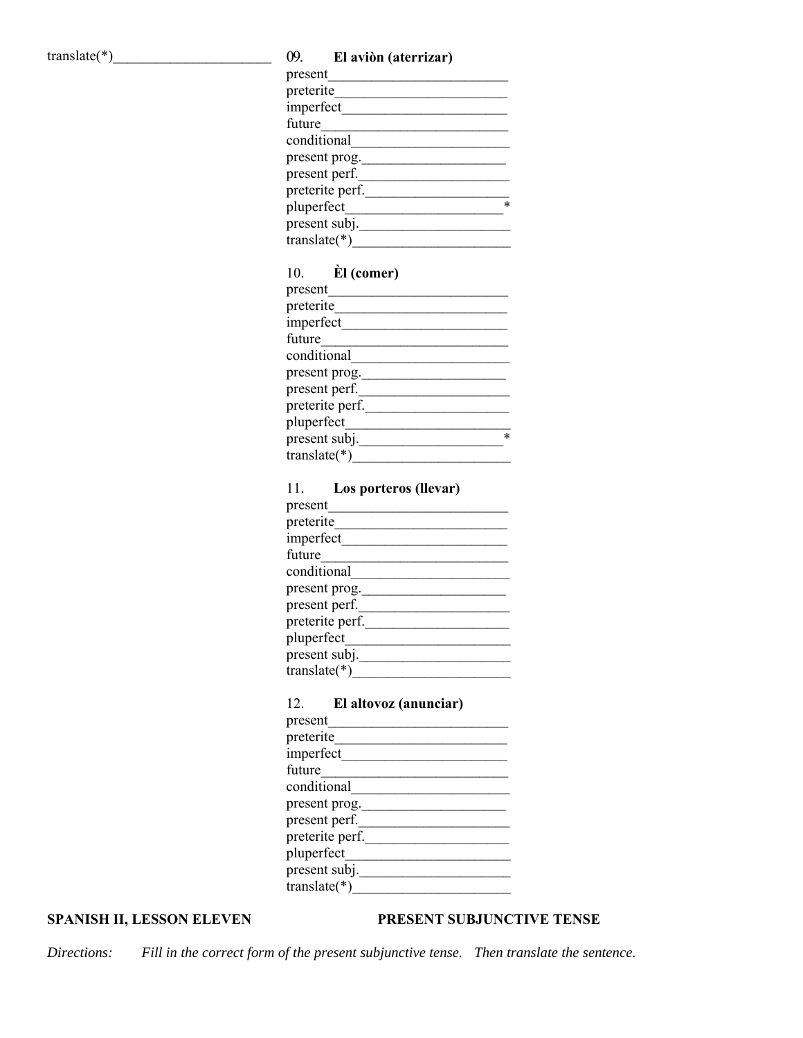translate(*)______________________

09. **El aviòn (aterrizar)**
present________________________
preterite_______________________
imperfect______________________
future_________________________
conditional_____________________
present prog.___________________
present perf.___________________
preterite perf.__________________
pluperfect_____________________*
present subj.___________________
translate(*)_____________________

10. **Èl (comer)**
present________________________
preterite_______________________
imperfect______________________
future_________________________
conditional_____________________
present prog.___________________
present perf.___________________
preterite perf.__________________
pluperfect______________________
present subj.__________________*
translate(*)_____________________

11. **Los porteros (llevar)**
present________________________
preterite_______________________
imperfect______________________
future_________________________
conditional_____________________
present prog.___________________
present perf.___________________
preterite perf.__________________
pluperfect______________________
present subj.___________________
translate(*)_____________________

12. **El altovoz (anunciar)**
present________________________
preterite_______________________
imperfect______________________
future_________________________
conditional_____________________
present prog.___________________
present perf.___________________
preterite perf.__________________
pluperfect______________________
present subj.___________________
translate(*)_____________________

**SPANISH II, LESSON ELEVEN** **PRESENT SUBJUNCTIVE TENSE**

*Directions: Fill in the correct form of the present subjunctive tense. Then translate the sentence.*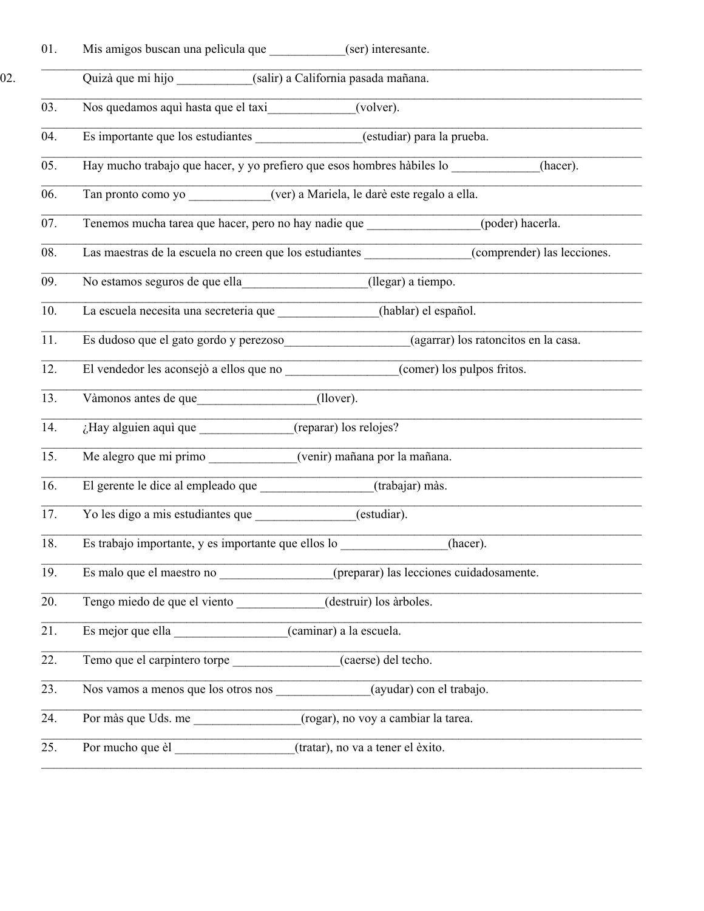01. Mis amigos buscan una pelìcula que ____________(ser) interesante.

02. Quizà que mi hijo ____________(salir) a California pasada mañana.

03. Nos quedamos aquì hasta que el taxi______________(volver).

04. Es importante que los estudiantes _________________(estudiar) para la prueba.

05. Hay mucho trabajo que hacer, y yo prefiero que esos hombres hàbiles lo ______________(hacer).

06. Tan pronto como yo _____________(ver) a Mariela, le darè este regalo a ella.

07. Tenemos mucha tarea que hacer, pero no hay nadie que __________________(poder) hacerla.

08. Las maestras de la escuela no creen que los estudiantes _________________(comprender) las lecciones.

09. No estamos seguros de que ella____________________(llegar) a tiempo.

10. La escuela necesita una secreteria que ________________(hablar) el español.

11. Es dudoso que el gato gordo y perezoso____________________(agarrar) los ratoncitos en la casa.

12. El vendedor les aconsejò a ellos que no __________________(comer) los pulpos fritos.

13. Vàmonos antes de que___________________(llover).

14. ¿Hay alguien aquì que _______________(reparar) los relojes?

15. Me alegro que mi primo ______________(venir) mañana por la mañana.

16. El gerente le dice al empleado que __________________(trabajar) màs.

17. Yo les digo a mis estudiantes que ________________(estudiar).

18. Es trabajo importante, y es importante que ellos lo _________________(hacer).

19. Es malo que el maestro no __________________(preparar) las lecciones cuidadosamente.

20. Tengo miedo de que el viento ______________(destruir) los àrboles.

21. Es mejor que ella __________________(caminar) a la escuela.

22. Temo que el carpintero torpe _________________(caerse) del techo.

23. Nos vamos a menos que los otros nos _______________(ayudar) con el trabajo.

24. Por màs que Uds. me _________________(rogar), no voy a cambiar la tarea.

25. Por mucho que èl ___________________(tratar), no va a tener el èxito.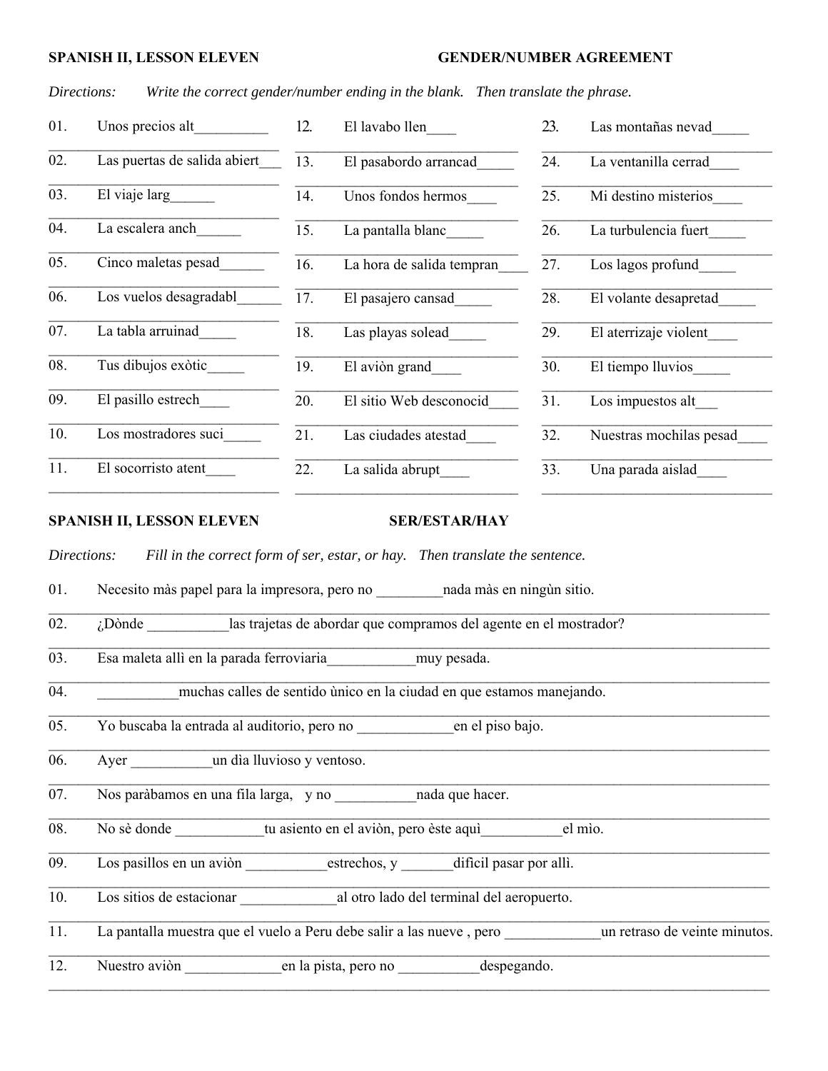**SPANISH II, LESSON ELEVEN** **GENDER/NUMBER AGREEMENT**

*Directions: Write the correct gender/number ending in the blank. Then translate the phrase.*

01. Unos precios alt__________
____________________________________
02. Las puertas de salida abiert___
____________________________________
03. El viaje larg______
____________________________________
04. La escalera anch______
____________________________________
05. Cinco maletas pesad______
____________________________________
06. Los vuelos desagradabl______
____________________________________
07. La tabla arruinad_____
____________________________________
08. Tus dibujos exòtic_____
____________________________________
09. El pasillo estrech____
____________________________________
10. Los mostradores suci_____
____________________________________
11. El socorristo atent____
____________________________________
12. El lavabo llen____
____________________________________
13. El pasabordo arrancad_____
____________________________________
14. Unos fondos hermos____
____________________________________
15. La pantalla blanc_____
____________________________________
16. La hora de salida tempran____
____________________________________
17. El pasajero cansad_____
____________________________________
18. Las playas solead_____
____________________________________
19. El aviòn grand____
____________________________________
20. El sitio Web desconocid____
____________________________________
21. Las ciudades atestad____
____________________________________
22. La salida abrupt____
____________________________________
23. Las montañas nevad_____
____________________________________
24. La ventanilla cerrad____
____________________________________
25. Mi destino misterios____
____________________________________
26. La turbulencia fuert_____
____________________________________
27. Los lagos profund_____
____________________________________
28. El volante desapretad_____
____________________________________
29. El aterrizaje violent____
____________________________________
30. El tiempo lluvios_____
____________________________________
31. Los impuestos alt___
____________________________________
32. Nuestras mochilas pesad____
____________________________________
33. Una parada aislad____
____________________________________

**SPANISH II, LESSON ELEVEN** **SER/ESTAR/HAY**

*Directions: Fill in the correct form of ser, estar, or hay. Then translate the sentence.*

01. Necesito màs papel para la impresora, pero no _________nada màs en ningùn sitio.
________________________________________________________________________________
02. ¿Dònde ___________las trajetas de abordar que compramos del agente en el mostrador?
________________________________________________________________________________
03. Esa maleta allì en la parada ferroviaria____________muy pesada.
________________________________________________________________________________
04. ___________muchas calles de sentido ùnico en la ciudad en que estamos manejando.
________________________________________________________________________________
05. Yo buscaba la entrada al auditorio, pero no _____________en el piso bajo.
________________________________________________________________________________
06. Ayer ___________un dìa lluvioso y ventoso.
________________________________________________________________________________
07. Nos paràbamos en una fila larga, y no ___________nada que hacer.
________________________________________________________________________________
08. No sè donde ____________tu asiento en el aviòn, pero èste aquì___________el mìo.
________________________________________________________________________________
09. Los pasillos en un aviòn ___________estrechos, y _______difìcil pasar por allì.
________________________________________________________________________________
10. Los sitios de estacionar _____________al otro lado del terminal del aeropuerto.
________________________________________________________________________________
11. La pantalla muestra que el vuelo a Peru debe salir a las nueve , pero _____________un retraso de veinte minutos.
________________________________________________________________________________
12. Nuestro aviòn _____________en la pista, pero no ___________despegando.
________________________________________________________________________________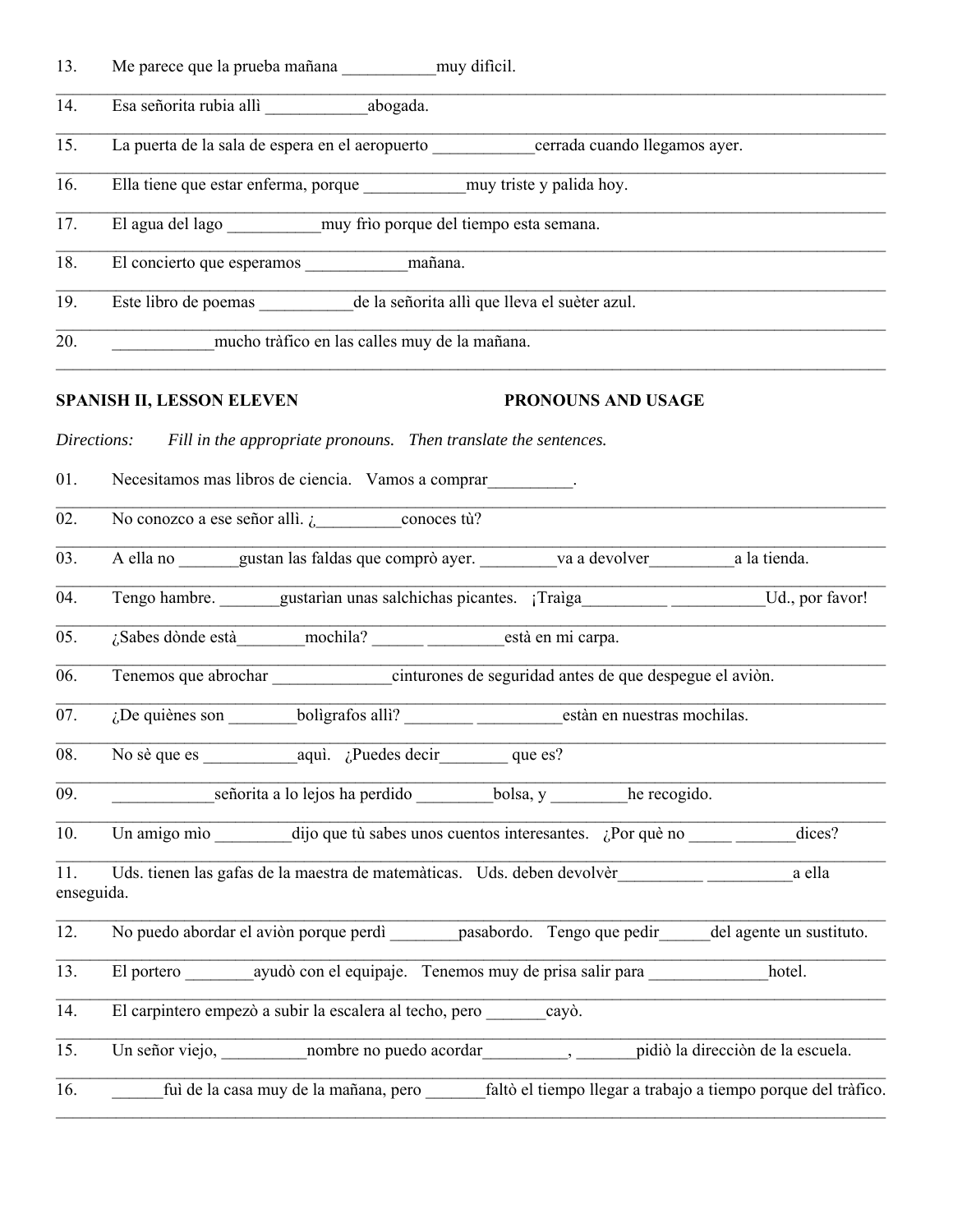13. Me parece que la prueba mañana ___________muy dificil.

14. Esa señorita rubia allì ____________abogada.

15. La puerta de la sala de espera en el aeropuerto ____________cerrada cuando llegamos ayer.

16. Ella tiene que estar enferma, porque ____________muy triste y palida hoy.

17. El agua del lago ___________muy frìo porque del tiempo esta semana.

18. El concierto que esperamos ____________mañana.

19. Este libro de poemas ___________de la señorita allì que lleva el suèter azul.

20. ____________mucho tràfico en las calles muy de la mañana.

**SPANISH II, LESSON ELEVEN** **PRONOUNS AND USAGE**

*Directions: Fill in the appropriate pronouns. Then translate the sentences.*

01. Necesitamos mas libros de ciencia. Vamos a comprar__________.

02. No conozco a ese señor allì. ¿__________conoces tù?

03. A ella no _______gustan las faldas que comprò ayer. _________va a devolver__________a la tienda.

04. Tengo hambre. _______gustarìan unas salchichas picantes. ¡Traìga__________ ___________Ud., por favor!

05. ¿Sabes dònde està________mochila? ______ _________està en mi carpa.

06. Tenemos que abrochar ______________cinturones de seguridad antes de que despegue el aviòn.

07. ¿De quiènes son ________bolìgrafos allì? ________ __________estàn en nuestras mochilas.

08. No sè que es ___________aquì. ¿Puedes decir________ que es?

09. ____________señorita a lo lejos ha perdido _________bolsa, y _________he recogido.

10. Un amigo mìo _________dijo que tù sabes unos cuentos interesantes. ¿Por què no _____ _______dices?

11. Uds. tienen las gafas de la maestra de matemàticas. Uds. deben devolvèr__________ __________a ella enseguida.

12. No puedo abordar el aviòn porque perdì ________pasabordo. Tengo que pedir______del agente un sustituto.

13. El portero ________ayudò con el equipaje. Tenemos muy de prisa salir para ______________hotel.

14. El carpintero empezò a subir la escalera al techo, pero _______cayò.

15. Un señor viejo, __________nombre no puedo acordar__________, _______pidiò la direcciòn de la escuela.

16. ______fuì de la casa muy de la mañana, pero _______faltò el tiempo llegar a trabajo a tiempo porque del tràfico.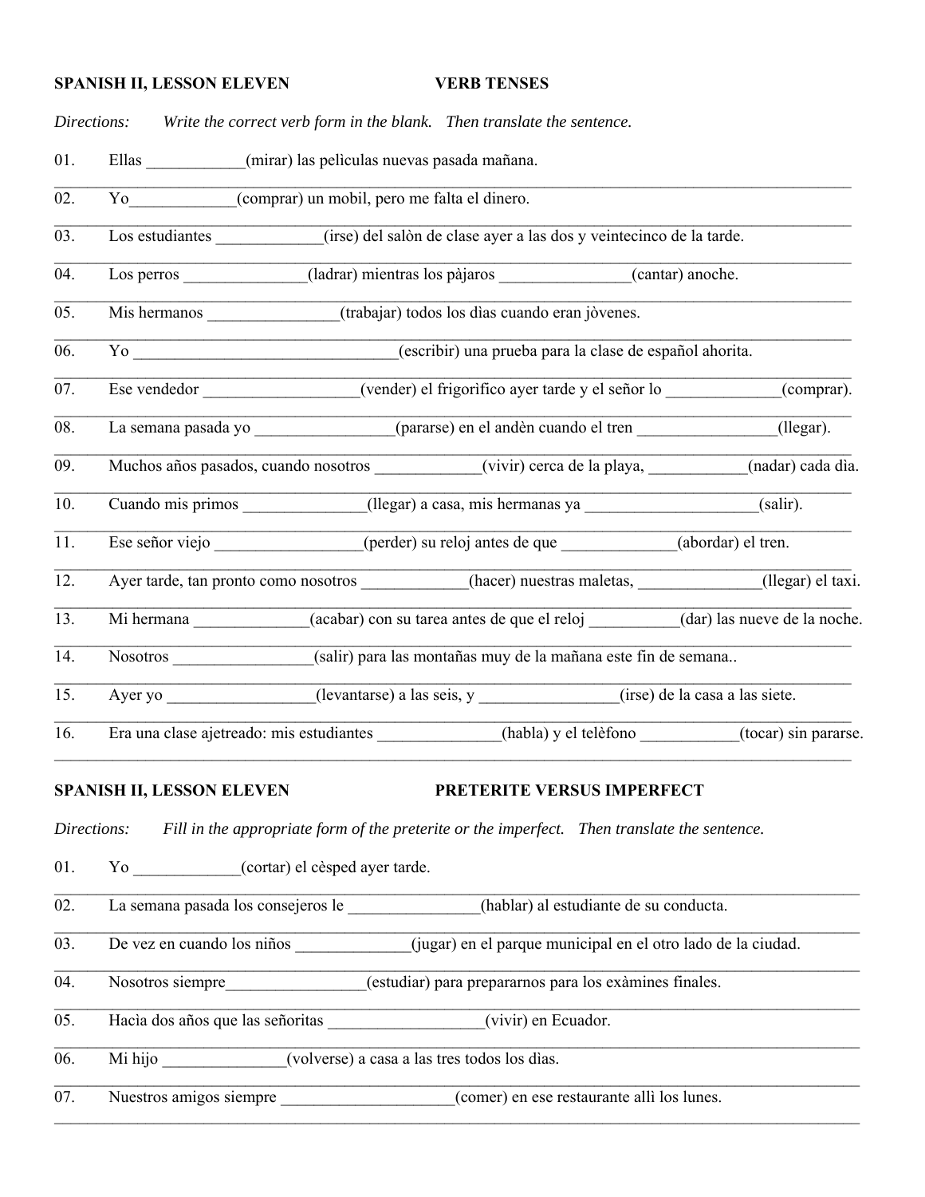**SPANISH II, LESSON ELEVEN VERB TENSES**

*Directions: Write the correct verb form in the blank. Then translate the sentence.*

01. Ellas ____________(mirar) las pelìculas nuevas pasada mañana.
_______________________________________________________________________________

02. Yo_____________(comprar) un mobil, pero me falta el dinero.
_______________________________________________________________________________

03. Los estudiantes _____________(irse) del salòn de clase ayer a las dos y veintecinco de la tarde.
_______________________________________________________________________________

04. Los perros _______________(ladrar) mientras los pàjaros ________________(cantar) anoche.
_______________________________________________________________________________

05. Mis hermanos ________________(trabajar) todos los dìas cuando eran jòvenes.
_______________________________________________________________________________

06. Yo _________________________________(escribir) una prueba para la clase de español ahorita.
_______________________________________________________________________________

07. Ese vendedor ___________________(vender) el frigorìfico ayer tarde y el señor lo ______________(comprar).
_______________________________________________________________________________

08. La semana pasada yo _________________(pararse) en el andèn cuando el tren _________________(llegar).
_______________________________________________________________________________

09. Muchos años pasados, cuando nosotros _____________(vivir) cerca de la playa, ____________(nadar) cada dìa.
_______________________________________________________________________________

10. Cuando mis primos _______________(llegar) a casa, mis hermanas ya _____________________(salir).
_______________________________________________________________________________

11. Ese señor viejo __________________(perder) su reloj antes de que ______________(abordar) el tren.
_______________________________________________________________________________

12. Ayer tarde, tan pronto como nosotros _____________(hacer) nuestras maletas, _______________(llegar) el taxi.
_______________________________________________________________________________

13. Mi hermana ______________(acabar) con su tarea antes de que el reloj ___________(dar) las nueve de la noche.
_______________________________________________________________________________

14. Nosotros _________________(salir) para las montañas muy de la mañana este fin de semana..
_______________________________________________________________________________

15. Ayer yo __________________(levantarse) a las seis, y _________________(irse) de la casa a las siete.
_______________________________________________________________________________

16. Era una clase ajetreado: mis estudiantes _______________(habla) y el telèfono ____________(tocar) sin pararse.
_______________________________________________________________________________

**SPANISH II, LESSON ELEVEN PRETERITE VERSUS IMPERFECT**

*Directions: Fill in the appropriate form of the preterite or the imperfect. Then translate the sentence.*

01. Yo _____________(cortar) el cèsped ayer tarde.
_______________________________________________________________________________

02. La semana pasada los consejeros le ________________(hablar) al estudiante de su conducta.
_______________________________________________________________________________

03. De vez en cuando los niños ______________(jugar) en el parque municipal en el otro lado de la ciudad.
_______________________________________________________________________________

04. Nosotros siempre_________________(estudiar) para prepararnos para los exàmines finales.
_______________________________________________________________________________

05. Hacìa dos años que las señoritas ___________________(vivir) en Ecuador.
_______________________________________________________________________________

06. Mi hijo _______________(volverse) a casa a las tres todos los dìas.
_______________________________________________________________________________

07. Nuestros amigos siempre _____________________(comer) en ese restaurante allì los lunes.
_______________________________________________________________________________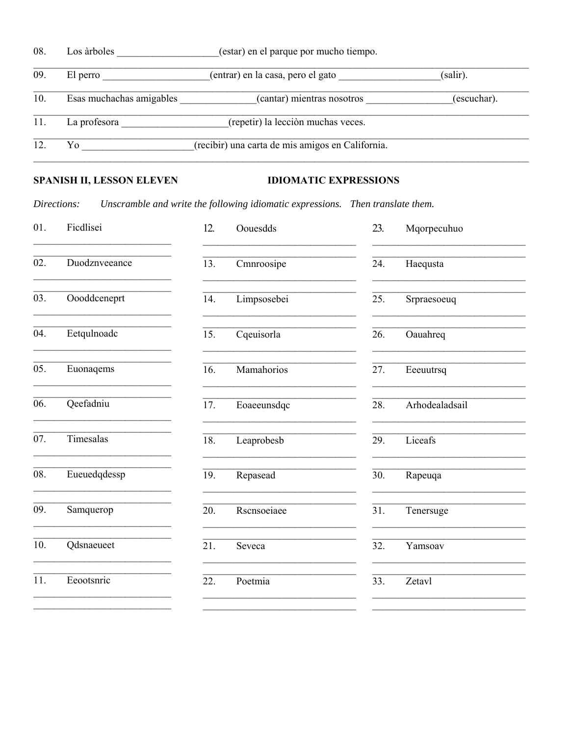08. Los àrboles ____________________(estar) en el parque por mucho tiempo.

09. El perro ____________________(entrar) en la casa, pero el gato ___________________(salir).

10. Esas muchachas amigables _______________(cantar) mientras nosotros _________________(escuchar).

11. La profesora ____________________(repetir) la lecciòn muchas veces.

12. Yo _____________________(recibir) una carta de mis amigos en California.

**SPANISH II, LESSON ELEVEN** **IDIOMATIC EXPRESSIONS**

*Directions: Unscramble and write the following idiomatic expressions. Then translate them.*

01. Ficdlisei

02. Duodznveeance

03. Oooddceneprt

04. Eetqulnoadc

05. Euonaqems

06. Qeefadniu

07. Timesalas

08. Eueuedqdessp

09. Samquerop

10. Qdsnaeueet

11. Eeootsnric

12. Oouesdds

13. Cmnroosipe

14. Limpsosebei

15. Cqeuisorla

16. Mamahorios

17. Eoaeeunsdqc

18. Leaprobesb

19. Repasead

20. Rscnsoeiaee

21. Seveca

22. Poetmia

23. Mqorpecuhuo

24. Haequsta

25. Srpraesoeuq

26. Oauahreq

27. Eeeuutrsq

28. Arhodealadsail

29. Liceafs

30. Rapeuqa

31. Tenersuge

32. Yamsoav

33. Zetavl